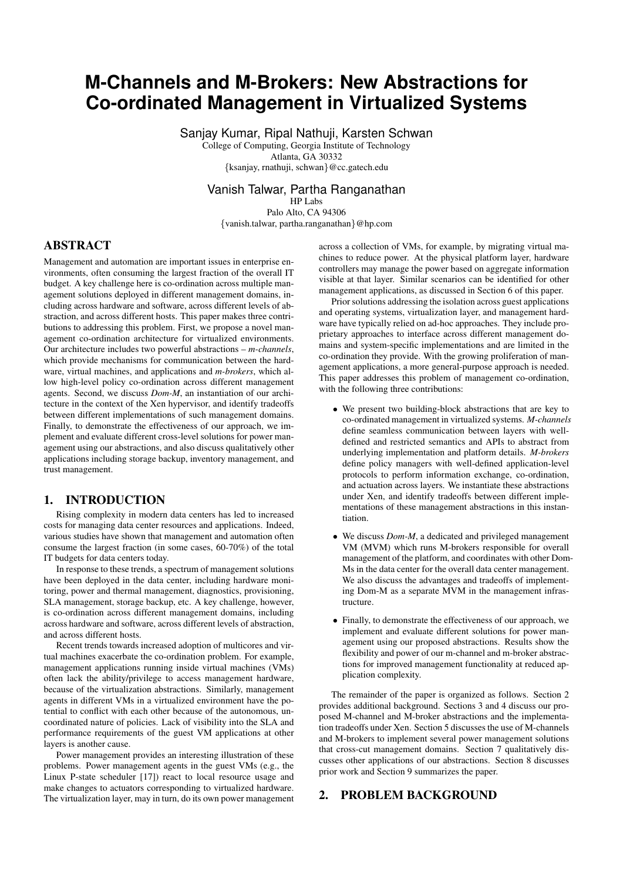# M-Channels and M-Brokers: New Abstractions for Co-ordinated Management in Virtualized Systems

Sanjay Kumar, Ripal Nathuji, Karsten Schwan
College of Computing, Georgia Institute of Technology
Atlanta, GA 30332
{ksanjay, rnathuji, schwan}@cc.gatech.edu

Vanish Talwar, Partha Ranganathan
HP Labs
Palo Alto, CA 94306
{vanish.talwar, partha.ranganathan}@hp.com

## ABSTRACT

Management and automation are important issues in enterprise environments, often consuming the largest fraction of the overall IT budget. A key challenge here is co-ordination across multiple management solutions deployed in different management domains, including across hardware and software, across different levels of abstraction, and across different hosts. This paper makes three contributions to addressing this problem. First, we propose a novel management co-ordination architecture for virtualized environments. Our architecture includes two powerful abstractions – *m-channels*, which provide mechanisms for communication between the hardware, virtual machines, and applications and *m-brokers*, which allow high-level policy co-ordination across different management agents. Second, we discuss *Dom-M*, an instantiation of our architecture in the context of the Xen hypervisor, and identify tradeoffs between different implementations of such management domains. Finally, to demonstrate the effectiveness of our approach, we implement and evaluate different cross-level solutions for power management using our abstractions, and also discuss qualitatively other applications including storage backup, inventory management, and trust management.

## 1. INTRODUCTION

Rising complexity in modern data centers has led to increased costs for managing data center resources and applications. Indeed, various studies have shown that management and automation often consume the largest fraction (in some cases, 60-70%) of the total IT budgets for data centers today.

In response to these trends, a spectrum of management solutions have been deployed in the data center, including hardware monitoring, power and thermal management, diagnostics, provisioning, SLA management, storage backup, etc. A key challenge, however, is co-ordination across different management domains, including across hardware and software, across different levels of abstraction, and across different hosts.

Recent trends towards increased adoption of multicores and virtual machines exacerbate the co-ordination problem. For example, management applications running inside virtual machines (VMs) often lack the ability/privilege to access management hardware, because of the virtualization abstractions. Similarly, management agents in different VMs in a virtualized environment have the potential to conflict with each other because of the autonomous, uncoordinated nature of policies. Lack of visibility into the SLA and performance requirements of the guest VM applications at other layers is another cause.

Power management provides an interesting illustration of these problems. Power management agents in the guest VMs (e.g., the Linux P-state scheduler [17]) react to local resource usage and make changes to actuators corresponding to virtualized hardware. The virtualization layer, may in turn, do its own power management across a collection of VMs, for example, by migrating virtual machines to reduce power. At the physical platform layer, hardware controllers may manage the power based on aggregate information visible at that layer. Similar scenarios can be identified for other management applications, as discussed in Section 6 of this paper.

Prior solutions addressing the isolation across guest applications and operating systems, virtualization layer, and management hardware have typically relied on ad-hoc approaches. They include proprietary approaches to interface across different management domains and system-specific implementations and are limited in the co-ordination they provide. With the growing proliferation of management applications, a more general-purpose approach is needed. This paper addresses this problem of management co-ordination, with the following three contributions:

- We present two building-block abstractions that are key to co-ordinated management in virtualized systems. *M-channels* define seamless communication between layers with well-defined and restricted semantics and APIs to abstract from underlying implementation and platform details. *M-brokers* define policy managers with well-defined application-level protocols to perform information exchange, co-ordination, and actuation across layers. We instantiate these abstractions under Xen, and identify tradeoffs between different implementations of these management abstractions in this instantiation.
- We discuss *Dom-M*, a dedicated and privileged management VM (MVM) which runs M-brokers responsible for overall management of the platform, and coordinates with other Dom-Ms in the data center for the overall data center management. We also discuss the advantages and tradeoffs of implementing Dom-M as a separate MVM in the management infrastructure.
- Finally, to demonstrate the effectiveness of our approach, we implement and evaluate different solutions for power management using our proposed abstractions. Results show the flexibility and power of our m-channel and m-broker abstractions for improved management functionality at reduced application complexity.

The remainder of the paper is organized as follows. Section 2 provides additional background. Sections 3 and 4 discuss our proposed M-channel and M-broker abstractions and the implementation tradeoffs under Xen. Section 5 discusses the use of M-channels and M-brokers to implement several power management solutions that cross-cut management domains. Section 7 qualitatively discusses other applications of our abstractions. Section 8 discusses prior work and Section 9 summarizes the paper.

## 2. PROBLEM BACKGROUND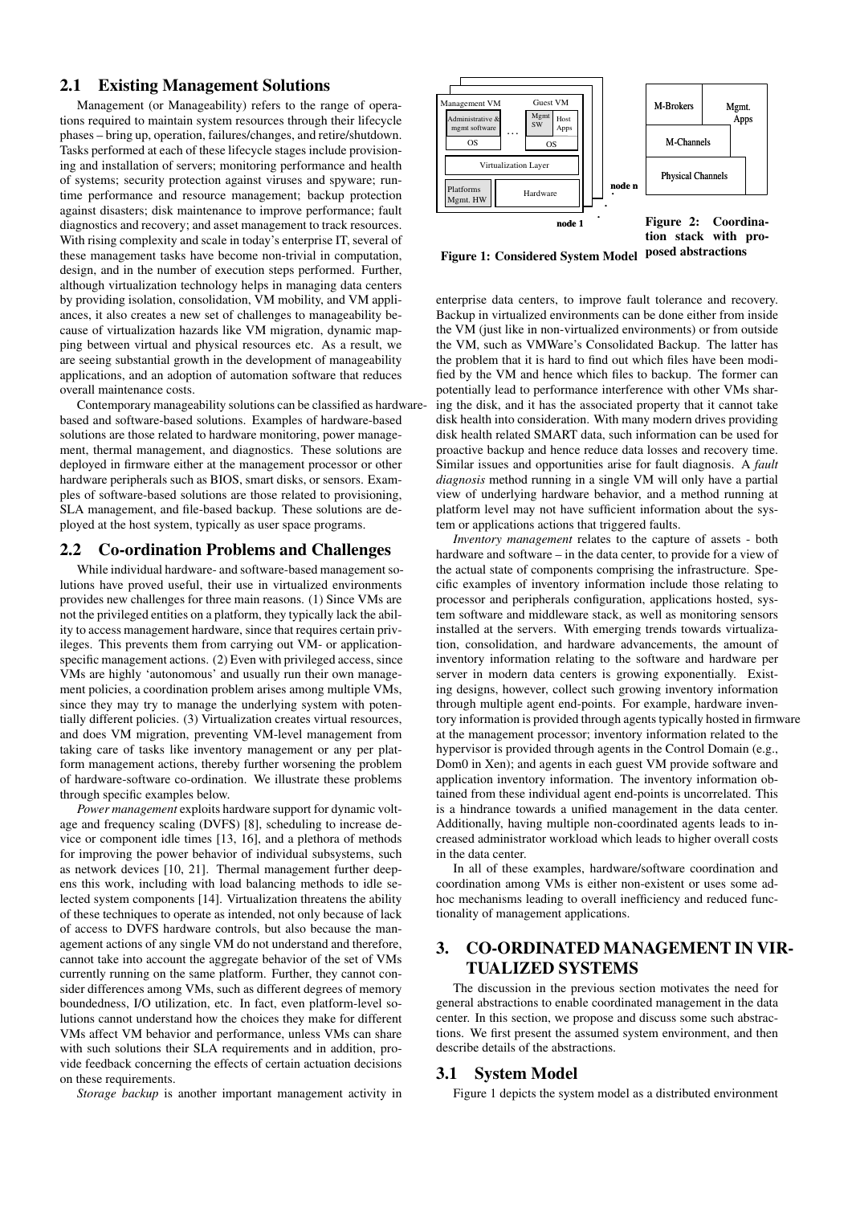## 2.1 Existing Management Solutions

Management (or Manageability) refers to the range of operations required to maintain system resources through their lifecycle phases – bring up, operation, failures/changes, and retire/shutdown. Tasks performed at each of these lifecycle stages include provisioning and installation of servers; monitoring performance and health of systems; security protection against viruses and spyware; runtime performance and resource management; backup protection against disasters; disk maintenance to improve performance; fault diagnostics and recovery; and asset management to track resources. With rising complexity and scale in today's enterprise IT, several of these management tasks have become non-trivial in computation, design, and in the number of execution steps performed. Further, although virtualization technology helps in managing data centers by providing isolation, consolidation, VM mobility, and VM appliances, it also creates a new set of challenges to manageability because of virtualization hazards like VM migration, dynamic mapping between virtual and physical resources etc. As a result, we are seeing substantial growth in the development of manageability applications, and an adoption of automation software that reduces overall maintenance costs.

Contemporary manageability solutions can be classified as hardware-based and software-based solutions. Examples of hardware-based solutions are those related to hardware monitoring, power management, thermal management, and diagnostics. These solutions are deployed in firmware either at the management processor or other hardware peripherals such as BIOS, smart disks, or sensors. Examples of software-based solutions are those related to provisioning, SLA management, and file-based backup. These solutions are deployed at the host system, typically as user space programs.

## 2.2 Co-ordination Problems and Challenges

While individual hardware- and software-based management solutions have proved useful, their use in virtualized environments provides new challenges for three main reasons. (1) Since VMs are not the privileged entities on a platform, they typically lack the ability to access management hardware, since that requires certain privileges. This prevents them from carrying out VM- or application-specific management actions. (2) Even with privileged access, since VMs are highly 'autonomous' and usually run their own management policies, a coordination problem arises among multiple VMs, since they may try to manage the underlying system with potentially different policies. (3) Virtualization creates virtual resources, and does VM migration, preventing VM-level management from taking care of tasks like inventory management or any per platform management actions, thereby further worsening the problem of hardware-software co-ordination. We illustrate these problems through specific examples below.

*Power management* exploits hardware support for dynamic voltage and frequency scaling (DVFS) [8], scheduling to increase device or component idle times [13, 16], and a plethora of methods for improving the power behavior of individual subsystems, such as network devices [10, 21]. Thermal management further deepens this work, including with load balancing methods to idle selected system components [14]. Virtualization threatens the ability of these techniques to operate as intended, not only because of lack of access to DVFS hardware controls, but also because the management actions of any single VM do not understand and therefore, cannot take into account the aggregate behavior of the set of VMs currently running on the same platform. Further, they cannot consider differences among VMs, such as different degrees of memory boundedness, I/O utilization, etc. In fact, even platform-level solutions cannot understand how the choices they make for different VMs affect VM behavior and performance, unless VMs can share with such solutions their SLA requirements and in addition, provide feedback concerning the effects of certain actuation decisions on these requirements.

*Storage backup* is another important management activity in enterprise data centers, to improve fault tolerance and recovery. Backup in virtualized environments can be done either from inside the VM (just like in non-virtualized environments) or from outside the VM, such as VMWare's Consolidated Backup. The latter has the problem that it is hard to find out which files have been modified by the VM and hence which files to backup. The former can potentially lead to performance interference with other VMs sharing the disk, and it has the associated property that it cannot take disk health into consideration. With many modern drives providing disk health related SMART data, such information can be used for proactive backup and hence reduce data losses and recovery time. Similar issues and opportunities arise for fault diagnosis. A *fault diagnosis* method running in a single VM will only have a partial view of underlying hardware behavior, and a method running at platform level may not have sufficient information about the system or applications actions that triggered faults.

*Inventory management* relates to the capture of assets - both hardware and software – in the data center, to provide for a view of the actual state of components comprising the infrastructure. Specific examples of inventory information include those relating to processor and peripherals configuration, applications hosted, system software and middleware stack, as well as monitoring sensors installed at the servers. With emerging trends towards virtualization, consolidation, and hardware advancements, the amount of inventory information relating to the software and hardware per server in modern data centers is growing exponentially. Existing designs, however, collect such growing inventory information through multiple agent end-points. For example, hardware inventory information is provided through agents typically hosted in firmware at the management processor; inventory information related to the hypervisor is provided through agents in the Control Domain (e.g., Dom0 in Xen); and agents in each guest VM provide software and application inventory information. The inventory information obtained from these individual agent end-points is uncorrelated. This is a hindrance towards a unified management in the data center. Additionally, having multiple non-coordinated agents leads to increased administrator workload which leads to higher overall costs in the data center.

In all of these examples, hardware/software coordination and coordination among VMs is either non-existent or uses some ad-hoc mechanisms leading to overall inefficiency and reduced functionality of management applications.

# 3. CO-ORDINATED MANAGEMENT IN VIRTUALIZED SYSTEMS

The discussion in the previous section motivates the need for general abstractions to enable coordinated management in the data center. In this section, we propose and discuss some such abstractions. We first present the assumed system environment, and then describe details of the abstractions.

## 3.1 System Model

Figure 1 depicts the system model as a distributed environment

**Figure 1: Considered System Model**

**Figure 2: Coordination stack with proposed abstractions**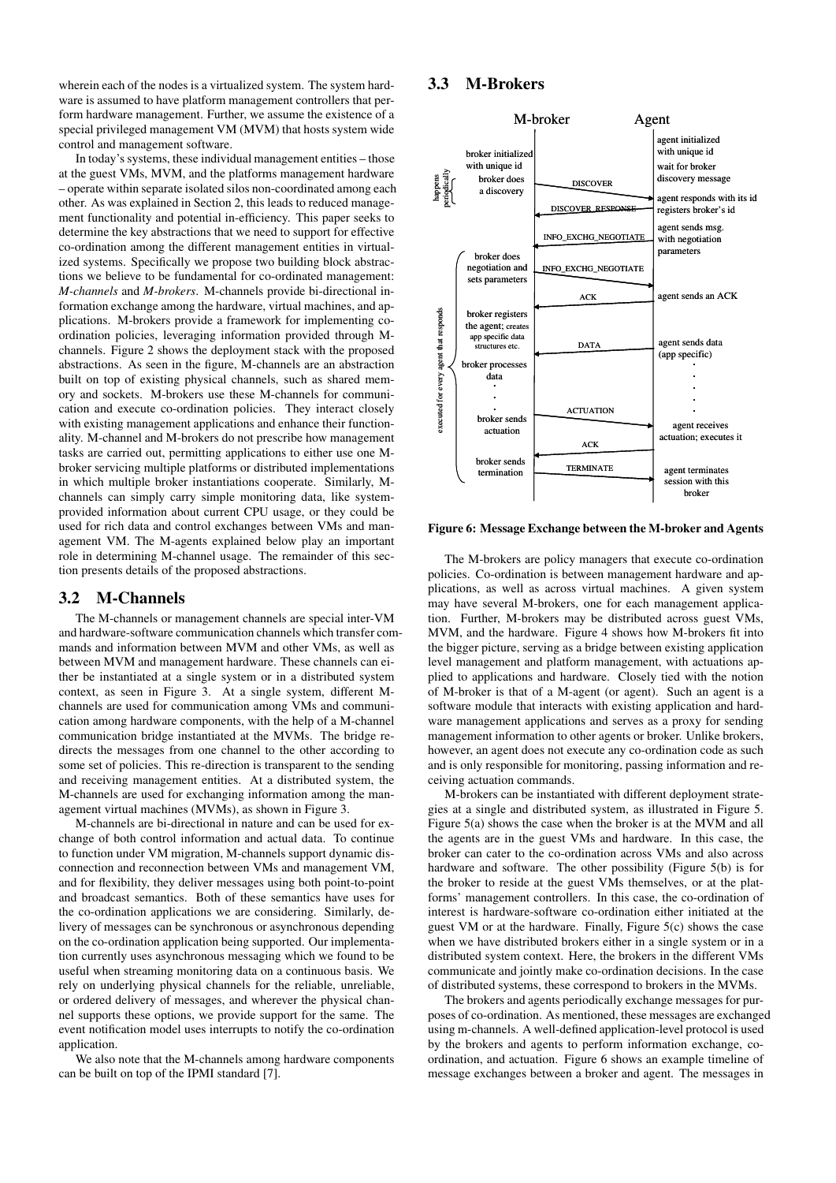wherein each of the nodes is a virtualized system. The system hardware is assumed to have platform management controllers that perform hardware management. Further, we assume the existence of a special privileged management VM (MVM) that hosts system wide control and management software.

In today's systems, these individual management entities – those at the guest VMs, MVM, and the platforms management hardware – operate within separate isolated silos non-coordinated among each other. As was explained in Section 2, this leads to reduced management functionality and potential in-efficiency. This paper seeks to determine the key abstractions that we need to support for effective co-ordination among the different management entities in virtualized systems. Specifically we propose two building block abstractions we believe to be fundamental for co-ordinated management: *M-channels* and *M-brokers*. M-channels provide bi-directional information exchange among the hardware, virtual machines, and applications. M-brokers provide a framework for implementing co-ordination policies, leveraging information provided through M-channels. Figure 2 shows the deployment stack with the proposed abstractions. As seen in the figure, M-channels are an abstraction built on top of existing physical channels, such as shared memory and sockets. M-brokers use these M-channels for communication and execute co-ordination policies. They interact closely with existing management applications and enhance their functionality. M-channel and M-brokers do not prescribe how management tasks are carried out, permitting applications to either use one M-broker servicing multiple platforms or distributed implementations in which multiple broker instantiations cooperate. Similarly, M-channels can simply carry simple monitoring data, like system-provided information about current CPU usage, or they could be used for rich data and control exchanges between VMs and management VM. The M-agents explained below play an important role in determining M-channel usage. The remainder of this section presents details of the proposed abstractions.

## 3.2 M-Channels

The M-channels or management channels are special inter-VM and hardware-software communication channels which transfer commands and information between MVM and other VMs, as well as between MVM and management hardware. These channels can either be instantiated at a single system or in a distributed system context, as seen in Figure 3. At a single system, different M-channels are used for communication among VMs and communication among hardware components, with the help of a M-channel communication bridge instantiated at the MVMs. The bridge re-directs the messages from one channel to the other according to some set of policies. This re-direction is transparent to the sending and receiving management entities. At a distributed system, the M-channels are used for exchanging information among the management virtual machines (MVMs), as shown in Figure 3.

M-channels are bi-directional in nature and can be used for exchange of both control information and actual data. To continue to function under VM migration, M-channels support dynamic disconnection and reconnection between VMs and management VM, and for flexibility, they deliver messages using both point-to-point and broadcast semantics. Both of these semantics have uses for the co-ordination applications we are considering. Similarly, delivery of messages can be synchronous or asynchronous depending on the co-ordination application being supported. Our implementation currently uses asynchronous messaging which we found to be useful when streaming monitoring data on a continuous basis. We rely on underlying physical channels for the reliable, unreliable, or ordered delivery of messages, and wherever the physical channel supports these options, we provide support for the same. The event notification model uses interrupts to notify the co-ordination application.

We also note that the M-channels among hardware components can be built on top of the IPMI standard [7].

## 3.3 M-Brokers

**Figure 6: Message Exchange between the M-broker and Agents**

The M-brokers are policy managers that execute co-ordination policies. Co-ordination is between management hardware and applications, as well as across virtual machines. A given system may have several M-brokers, one for each management application. Further, M-brokers may be distributed across guest VMs, MVM, and the hardware. Figure 4 shows how M-brokers fit into the bigger picture, serving as a bridge between existing application level management and platform management, with actuations applied to applications and hardware. Closely tied with the notion of M-broker is that of a M-agent (or agent). Such an agent is a software module that interacts with existing application and hardware management applications and serves as a proxy for sending management information to other agents or broker. Unlike brokers, however, an agent does not execute any co-ordination code as such and is only responsible for monitoring, passing information and receiving actuation commands.

M-brokers can be instantiated with different deployment strategies at a single and distributed system, as illustrated in Figure 5. Figure 5(a) shows the case when the broker is at the MVM and all the agents are in the guest VMs and hardware. In this case, the broker can cater to the co-ordination across VMs and also across hardware and software. The other possibility (Figure 5(b) is for the broker to reside at the guest VMs themselves, or at the platforms' management controllers. In this case, the co-ordination of interest is hardware-software co-ordination either initiated at the guest VM or at the hardware. Finally, Figure 5(c) shows the case when we have distributed brokers either in a single system or in a distributed system context. Here, the brokers in the different VMs communicate and jointly make co-ordination decisions. In the case of distributed systems, these correspond to brokers in the MVMs.

The brokers and agents periodically exchange messages for purposes of co-ordination. As mentioned, these messages are exchanged using m-channels. A well-defined application-level protocol is used by the brokers and agents to perform information exchange, co-ordination, and actuation. Figure 6 shows an example timeline of message exchanges between a broker and agent. The messages in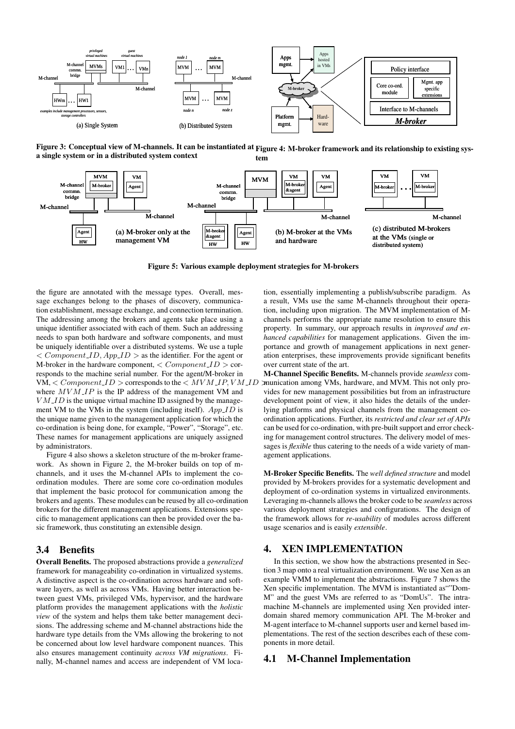Figure 3: Conceptual view of M-channels. It can be instantiated at a single system or in a distributed system context

Figure 4: M-broker framework and its relationship to existing system

Figure 5: Various example deployment strategies for M-brokers

the figure are annotated with the message types. Overall, message exchanges belong to the phases of discovery, communication establishment, message exchange, and connection termination. The addressing among the brokers and agents take place using a unique identifier associated with each of them. Such an addressing needs to span both hardware and software components, and must be uniquely identifiable over a distributed systems. We use a tuple $< Component\_ID, App\_ID >$ as the identifier. For the agent or M-broker in the hardware component, $< Component\_ID >$ corresponds to the machine serial number. For the agent/M-broker in VM, $< Component\_ID >$ corresponds to the $< MVM\_IP, VM\_ID >$ where $MVM\_IP$ is the IP address of the management VM and $VM\_ID$ is the unique virtual machine ID assigned by the management VM to the VMs in the system (including itself). $App\_ID$ is the unique name given to the management application for which the co-ordination is being done, for example, "Power", "Storage", etc. These names for management applications are uniquely assigned by administrators.

Figure 4 also shows a skeleton structure of the m-broker framework. As shown in Figure 2, the M-broker builds on top of m-channels, and it uses the M-channel APIs to implement the co-ordination modules. There are some core co-ordination modules that implement the basic protocol for communication among the brokers and agents. These modules can be reused by all co-ordination brokers for the different management applications. Extensions specific to management applications can then be provided over the basic framework, thus constituting an extensible design.

## 3.4 Benefits

**Overall Benefits.** The proposed abstractions provide a *generalized* framework for manageability co-ordination in virtualized systems. A distinctive aspect is the co-ordination across hardware and software layers, as well as across VMs. Having better interaction between guest VMs, privileged VMs, hypervisor, and the hardware platform provides the management applications with the *holistic view* of the system and helps them take better management decisions. The addressing scheme and M-channel abstractions hide the hardware type details from the VMs allowing the brokering to not be concerned about low level hardware component nuances. This also ensures management continuity *across VM migrations*. Finally, M-channel names and access are independent of VM location, essentially implementing a publish/subscribe paradigm. As a result, VMs use the same M-channels throughout their operation, including upon migration. The MVM implementation of M-channels performs the appropriate name resolution to ensure this property. In summary, our approach results in *improved and enhanced capabilities* for management applications. Given the importance and growth of management applications in next generation enterprises, these improvements provide significant benefits over current state of the art.

**M-Channel Specific Benefits.** M-channels provide *seamless* communication among VMs, hardware, and MVM. This not only provides for new management possibilities but from an infrastructure development point of view, it also hides the details of the underlying platforms and physical channels from the management co-ordination applications. Further, its *restricted and clear set of APIs* can be used for co-ordination, with pre-built support and error checking for management control structures. The delivery model of messages is *flexible* thus catering to the needs of a wide variety of management applications.

**M-Broker Specific Benefits.** The *well defined structure* and model provided by M-brokers provides for a systematic development and deployment of co-ordination systems in virtualized environments. Leveraging m-channels allows the broker code to be *seamless* across various deployment strategies and configurations. The design of the framework allows for *re-usability* of modules across different usage scenarios and is easily *extensible*.

## 4. XEN IMPLEMENTATION

In this section, we show how the abstractions presented in Section 3 map onto a real virtualization environment. We use Xen as an example VMM to implement the abstractions. Figure 7 shows the Xen specific implementation. The MVM is instantiated as""Dom-M" and the guest VMs are referred to as "DomUs". The intra-machine M-channels are implemented using Xen provided inter-domain shared memory communication API. The M-broker and M-agent interface to M-channel supports user and kernel based implementations. The rest of the section describes each of these components in more detail.

## 4.1 M-Channel Implementation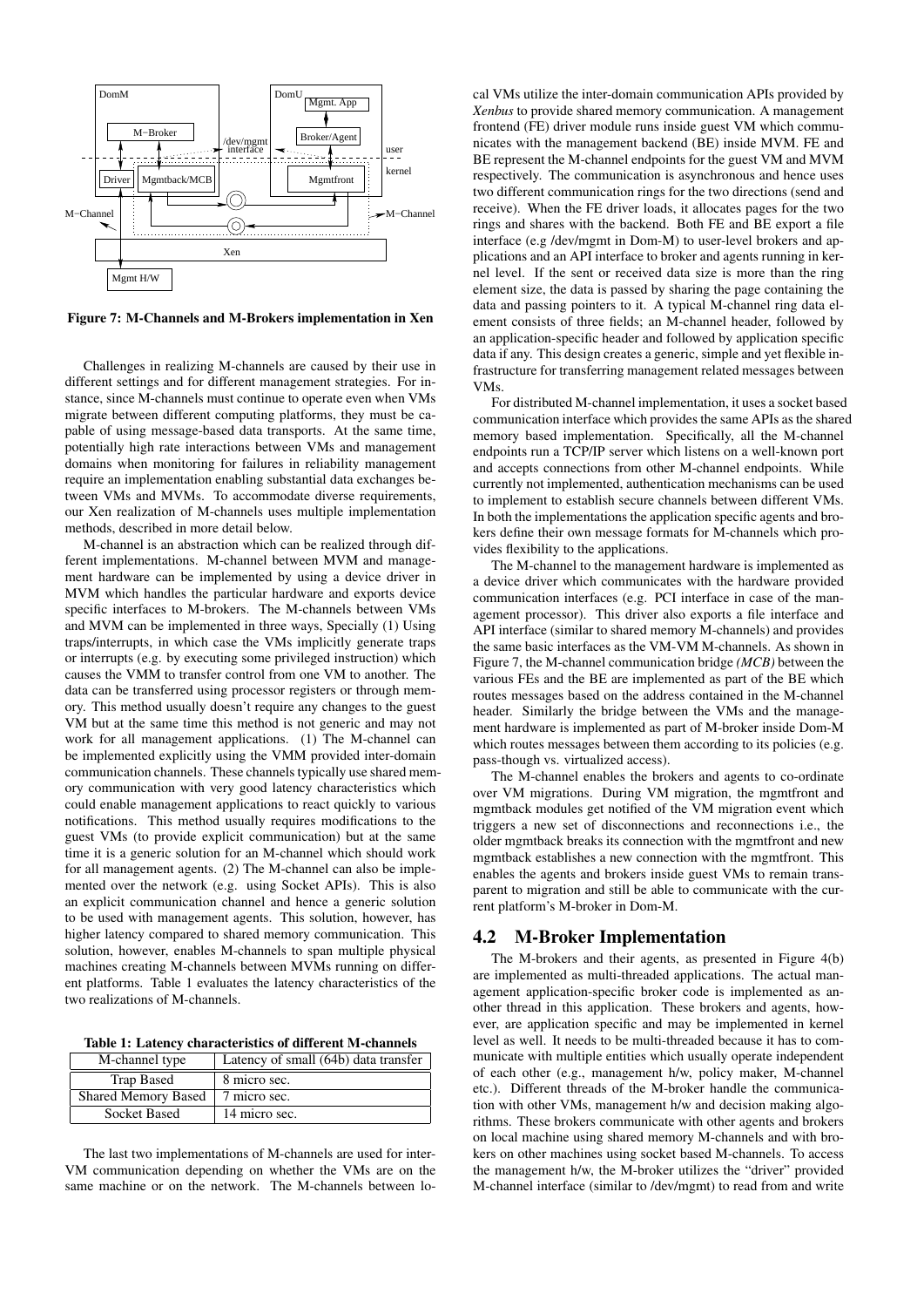Figure 7: M-Channels and M-Brokers implementation in Xen

Challenges in realizing M-channels are caused by their use in different settings and for different management strategies. For instance, since M-channels must continue to operate even when VMs migrate between different computing platforms, they must be capable of using message-based data transports. At the same time, potentially high rate interactions between VMs and management domains when monitoring for failures in reliability management require an implementation enabling substantial data exchanges between VMs and MVMs. To accommodate diverse requirements, our Xen realization of M-channels uses multiple implementation methods, described in more detail below.

M-channel is an abstraction which can be realized through different implementations. M-channel between MVM and management hardware can be implemented by using a device driver in MVM which handles the particular hardware and exports device specific interfaces to M-brokers. The M-channels between VMs and MVM can be implemented in three ways, Specially (1) Using traps/interrupts, in which case the VMs implicitly generate traps or interrupts (e.g. by executing some privileged instruction) which causes the VMM to transfer control from one VM to another. The data can be transferred using processor registers or through memory. This method usually doesn't require any changes to the guest VM but at the same time this method is not generic and may not work for all management applications. (1) The M-channel can be implemented explicitly using the VMM provided inter-domain communication channels. These channels typically use shared memory communication with very good latency characteristics which could enable management applications to react quickly to various notifications. This method usually requires modifications to the guest VMs (to provide explicit communication) but at the same time it is a generic solution for an M-channel which should work for all management agents. (2) The M-channel can also be implemented over the network (e.g. using Socket APIs). This is also an explicit communication channel and hence a generic solution to be used with management agents. This solution, however, has higher latency compared to shared memory communication. This solution, however, enables M-channels to span multiple physical machines creating M-channels between MVMs running on different platforms. Table 1 evaluates the latency characteristics of the two realizations of M-channels.

**Table 1: Latency characteristics of different M-channels**

| M-channel type | Latency of small (64b) data transfer |
|---|---|
| Trap Based | 8 micro sec. |
| Shared Memory Based | 7 micro sec. |
| Socket Based | 14 micro sec. |

The last two implementations of M-channels are used for inter-VM communication depending on whether the VMs are on the same machine or on the network. The M-channels between local VMs utilize the inter-domain communication APIs provided by *Xenbus* to provide shared memory communication. A management frontend (FE) driver module runs inside guest VM which communicates with the management backend (BE) inside MVM. FE and BE represent the M-channel endpoints for the guest VM and MVM respectively. The communication is asynchronous and hence uses two different communication rings for the two directions (send and receive). When the FE driver loads, it allocates pages for the two rings and shares with the backend. Both FE and BE export a file interface (e.g /dev/mgmt in Dom-M) to user-level brokers and applications and an API interface to broker and agents running in kernel level. If the sent or received data size is more than the ring element size, the data is passed by sharing the page containing the data and passing pointers to it. A typical M-channel ring data element consists of three fields; an M-channel header, followed by an application-specific header and followed by application specific data if any. This design creates a generic, simple and yet flexible infrastructure for transferring management related messages between VMs.

For distributed M-channel implementation, it uses a socket based communication interface which provides the same APIs as the shared memory based implementation. Specifically, all the M-channel endpoints run a TCP/IP server which listens on a well-known port and accepts connections from other M-channel endpoints. While currently not implemented, authentication mechanisms can be used to implement to establish secure channels between different VMs. In both the implementations the application specific agents and brokers define their own message formats for M-channels which provides flexibility to the applications.

The M-channel to the management hardware is implemented as a device driver which communicates with the hardware provided communication interfaces (e.g. PCI interface in case of the management processor). This driver also exports a file interface and API interface (similar to shared memory M-channels) and provides the same basic interfaces as the VM-VM M-channels. As shown in Figure 7, the M-channel communication bridge *(MCB)* between the various FEs and the BE are implemented as part of the BE which routes messages based on the address contained in the M-channel header. Similarly the bridge between the VMs and the management hardware is implemented as part of M-broker inside Dom-M which routes messages between them according to its policies (e.g. pass-though vs. virtualized access).

The M-channel enables the brokers and agents to co-ordinate over VM migrations. During VM migration, the mgmtfront and mgmtback modules get notified of the VM migration event which triggers a new set of disconnections and reconnections i.e., the older mgmtback breaks its connection with the mgmtfront and new mgmtback establishes a new connection with the mgmtfront. This enables the agents and brokers inside guest VMs to remain transparent to migration and still be able to communicate with the current platform's M-broker in Dom-M.

## 4.2 M-Broker Implementation

The M-brokers and their agents, as presented in Figure 4(b) are implemented as multi-threaded applications. The actual management application-specific broker code is implemented as another thread in this application. These brokers and agents, however, are application specific and may be implemented in kernel level as well. It needs to be multi-threaded because it has to communicate with multiple entities which usually operate independent of each other (e.g., management h/w, policy maker, M-channel etc.). Different threads of the M-broker handle the communication with other VMs, management h/w and decision making algorithms. These brokers communicate with other agents and brokers on local machine using shared memory M-channels and with brokers on other machines using socket based M-channels. To access the management h/w, the M-broker utilizes the "driver" provided M-channel interface (similar to /dev/mgmt) to read from and write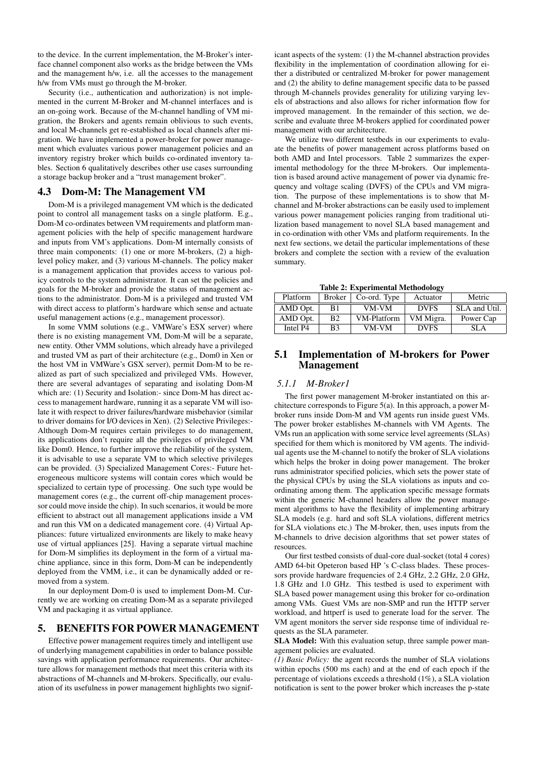to the device. In the current implementation, the M-Broker's interface channel component also works as the bridge between the VMs and the management h/w, i.e. all the accesses to the management h/w from VMs must go through the M-broker.

Security (i.e., authentication and authorization) is not implemented in the current M-Broker and M-channel interfaces and is an on-going work. Because of the M-channel handling of VM migration, the Brokers and agents remain oblivious to such events, and local M-channels get re-established as local channels after migration. We have implemented a power-broker for power management which evaluates various power management policies and an inventory registry broker which builds co-ordinated inventory tables. Section 6 qualitatively describes other use cases surrounding a storage backup broker and a "trust management broker".

## 4.3 Dom-M: The Management VM

Dom-M is a privileged management VM which is the dedicated point to control all management tasks on a single platform. E.g., Dom-M co-ordinates between VM requirements and platform management policies with the help of specific management hardware and inputs from VM's applications. Dom-M internally consists of three main components: (1) one or more M-brokers, (2) a high-level policy maker, and (3) various M-channels. The policy maker is a management application that provides access to various policy controls to the system administrator. It can set the policies and goals for the M-broker and provide the status of management actions to the administrator. Dom-M is a privileged and trusted VM with direct access to platform's hardware which sense and actuate useful management actions (e.g., management processor).

In some VMM solutions (e.g., VMWare's ESX server) where there is no existing management VM, Dom-M will be a separate, new entity. Other VMM solutions, which already have a privileged and trusted VM as part of their architecture (e.g., Dom0 in Xen or the host VM in VMWare's GSX server), permit Dom-M to be realized as part of such specialized and privileged VMs. However, there are several advantages of separating and isolating Dom-M which are: (1) Security and Isolation:- since Dom-M has direct access to management hardware, running it as a separate VM will isolate it with respect to driver failures/hardware misbehavior (similar to driver domains for I/O devices in Xen). (2) Selective Privileges:- Although Dom-M requires certain privileges to do management, its applications don't require all the privileges of privileged VM like Dom0. Hence, to further improve the reliability of the system, it is advisable to use a separate VM to which selective privileges can be provided. (3) Specialized Management Cores:- Future heterogeneous multicore systems will contain cores which would be specialized to certain type of processing. One such type would be management cores (e.g., the current off-chip management processor could move inside the chip). In such scenarios, it would be more efficient to abstract out all management applications inside a VM and run this VM on a dedicated management core. (4) Virtual Appliances: future virtualized environments are likely to make heavy use of virtual appliances [25]. Having a separate virtual machine for Dom-M simplifies its deployment in the form of a virtual machine appliance, since in this form, Dom-M can be independently deployed from the VMM, i.e., it can be dynamically added or removed from a system.

In our deployment Dom-0 is used to implement Dom-M. Currently we are working on creating Dom-M as a separate privileged VM and packaging it as virtual appliance.

# 5. BENEFITS FOR POWER MANAGEMENT

Effective power management requires timely and intelligent use of underlying management capabilities in order to balance possible savings with application performance requirements. Our architecture allows for management methods that meet this criteria with its abstractions of M-channels and M-brokers. Specifically, our evaluation of its usefulness in power management highlights two significant aspects of the system: (1) the M-channel abstraction provides flexibility in the implementation of coordination allowing for either a distributed or centralized M-broker for power management and (2) the ability to define management specific data to be passed through M-channels provides generality for utilizing varying levels of abstractions and also allows for richer information flow for improved management. In the remainder of this section, we describe and evaluate three M-brokers applied for coordinated power management with our architecture.

We utilize two different testbeds in our experiments to evaluate the benefits of power management across platforms based on both AMD and Intel processors. Table 2 summarizes the experimental methodology for the three M-brokers. Our implementation is based around active management of power via dynamic frequency and voltage scaling (DVFS) of the CPUs and VM migration. The purpose of these implementations is to show that M-channel and M-broker abstractions can be easily used to implement various power management policies ranging from traditional utilization based management to novel SLA based management and in co-ordination with other VMs and platform requirements. In the next few sections, we detail the particular implementations of these brokers and complete the section with a review of the evaluation summary.

**Table 2: Experimental Methodology**

| Platform | Broker | Co-ord. Type | Actuator | Metric |
|---|---|---|---|---|
| AMD Opt. | B1 | VM-VM | DVFS | SLA and Util. |
| AMD Opt. | B2 | VM-Platform | VM Migra. | Power Cap |
| Intel P4 | B3 | VM-VM | DVFS | SLA |

## 5.1 Implementation of M-brokers for Power Management

### 5.1.1 M-Broker1

The first power management M-broker instantiated on this architecture corresponds to Figure 5(a). In this approach, a power M-broker runs inside Dom-M and VM agents run inside guest VMs. The power broker establishes M-channels with VM Agents. The VMs run an application with some service level agreements (SLAs) specified for them which is monitored by VM agents. The individual agents use the M-channel to notify the broker of SLA violations which helps the broker in doing power management. The broker runs administrator specified policies, which sets the power state of the physical CPUs by using the SLA violations as inputs and co-ordinating among them. The application specific message formats within the generic M-channel headers allow the power management algorithms to have the flexibility of implementing arbitrary SLA models (e.g. hard and soft SLA violations, different metrics for SLA violations etc.) The M-broker, then, uses inputs from the M-channels to drive decision algorithms that set power states of resources.

Our first testbed consists of dual-core dual-socket (total 4 cores) AMD 64-bit Opeteron based HP 's C-class blades. These processors provide hardware frequencies of 2.4 GHz, 2.2 GHz, 2.0 GHz, 1.8 GHz and 1.0 GHz. This testbed is used to experiment with SLA based power management using this broker for co-ordination among VMs. Guest VMs are non-SMP and run the HTTP server workload, and httperf is used to generate load for the server. The VM agent monitors the server side response time of individual requests as the SLA parameter.

**SLA Model:** With this evaluation setup, three sample power management policies are evaluated.

*(1) Basic Policy:* the agent records the number of SLA violations within epochs (500 ms each) and at the end of each epoch if the percentage of violations exceeds a threshold (1%), a SLA violation notification is sent to the power broker which increases the p-state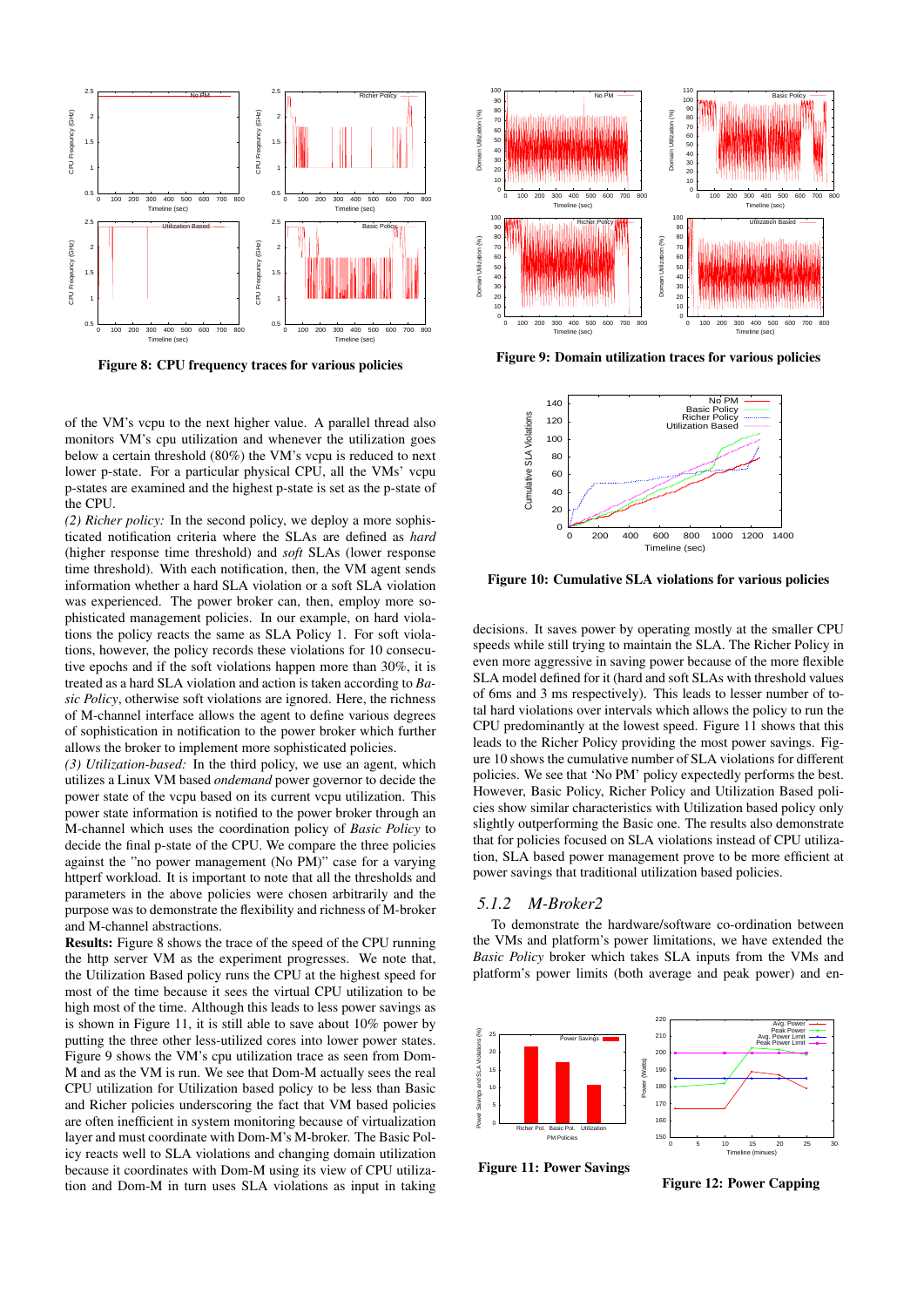Figure 8: CPU frequency traces for various policies

Figure 9: Domain utilization traces for various policies

Figure 10: Cumulative SLA violations for various policies

of the VM's vcpu to the next higher value. A parallel thread also monitors VM's cpu utilization and whenever the utilization goes below a certain threshold (80%) the VM's vcpu is reduced to next lower p-state. For a particular physical CPU, all the VMs' vcpu p-states are examined and the highest p-state is set as the p-state of the CPU.

*(2) Richer policy:* In the second policy, we deploy a more sophisticated notification criteria where the SLAs are defined as *hard* (higher response time threshold) and *soft* SLAs (lower response time threshold). With each notification, then, the VM agent sends information whether a hard SLA violation or a soft SLA violation was experienced. The power broker can, then, employ more sophisticated management policies. In our example, on hard violations the policy reacts the same as SLA Policy 1. For soft violations, however, the policy records these violations for 10 consecutive epochs and if the soft violations happen more than 30%, it is treated as a hard SLA violation and action is taken according to *Basic Policy*, otherwise soft violations are ignored. Here, the richness of M-channel interface allows the agent to define various degrees of sophistication in notification to the power broker which further allows the broker to implement more sophisticated policies.

*(3) Utilization-based:* In the third policy, we use an agent, which utilizes a Linux VM based *ondemand* power governor to decide the power state of the vcpu based on its current vcpu utilization. This power state information is notified to the power broker through an M-channel which uses the coordination policy of *Basic Policy* to decide the final p-state of the CPU. We compare the three policies against the "no power management (No PM)" case for a varying httperf workload. It is important to note that all the thresholds and parameters in the above policies were chosen arbitrarily and the purpose was to demonstrate the flexibility and richness of M-broker and M-channel abstractions.

**Results:** Figure 8 shows the trace of the speed of the CPU running the http server VM as the experiment progresses. We note that, the Utilization Based policy runs the CPU at the highest speed for most of the time because it sees the virtual CPU utilization to be high most of the time. Although this leads to less power savings as is shown in Figure 11, it is still able to save about 10% power by putting the three other less-utilized cores into lower power states. Figure 9 shows the VM's cpu utilization trace as seen from Dom-M and as the VM is run. We see that Dom-M actually sees the real CPU utilization for Utilization based policy to be less than Basic and Richer policies underscoring the fact that VM based policies are often inefficient in system monitoring because of virtualization layer and must coordinate with Dom-M's M-broker. The Basic Policy reacts well to SLA violations and changing domain utilization because it coordinates with Dom-M using its view of CPU utilization and Dom-M in turn uses SLA violations as input in taking decisions. It saves power by operating mostly at the smaller CPU speeds while still trying to maintain the SLA. The Richer Policy in even more aggressive in saving power because of the more flexible SLA model defined for it (hard and soft SLAs with threshold values of 6ms and 3 ms respectively). This leads to lesser number of total hard violations over intervals which allows the policy to run the CPU predominantly at the lowest speed. Figure 11 shows that this leads to the Richer Policy providing the most power savings. Figure 10 shows the cumulative number of SLA violations for different policies. We see that 'No PM' policy expectedly performs the best. However, Basic Policy, Richer Policy and Utilization Based policies show similar characteristics with Utilization based policy only slightly outperforming the Basic one. The results also demonstrate that for policies focused on SLA violations instead of CPU utilization, SLA based power management prove to be more efficient at power savings that traditional utilization based policies.

### 5.1.2 M-Broker2

To demonstrate the hardware/software co-ordination between the VMs and platform's power limitations, we have extended the *Basic Policy* broker which takes SLA inputs from the VMs and platform's power limits (both average and peak power) and en-

Figure 11: Power Savings

Figure 12: Power Capping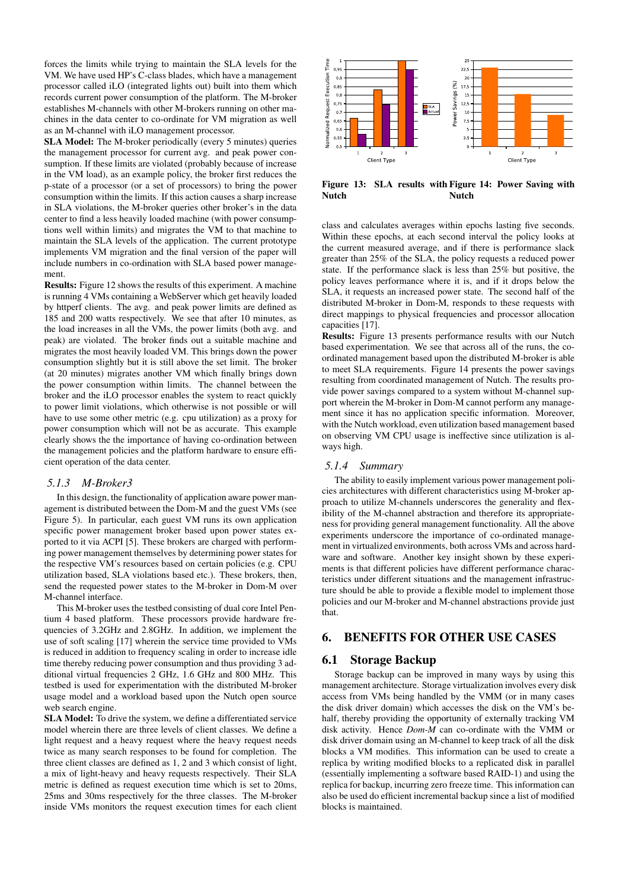forces the limits while trying to maintain the SLA levels for the VM. We have used HP's C-class blades, which have a management processor called iLO (integrated lights out) built into them which records current power consumption of the platform. The M-broker establishes M-channels with other M-brokers running on other machines in the data center to co-ordinate for VM migration as well as an M-channel with iLO management processor.

**SLA Model:** The M-broker periodically (every 5 minutes) queries the management processor for current avg. and peak power consumption. If these limits are violated (probably because of increase in the VM load), as an example policy, the broker first reduces the p-state of a processor (or a set of processors) to bring the power consumption within the limits. If this action causes a sharp increase in SLA violations, the M-broker queries other broker's in the data center to find a less heavily loaded machine (with power consumptions well within limits) and migrates the VM to that machine to maintain the SLA levels of the application. The current prototype implements VM migration and the final version of the paper will include numbers in co-ordination with SLA based power management.

**Results:** Figure 12 shows the results of this experiment. A machine is running 4 VMs containing a WebServer which get heavily loaded by httperf clients. The avg. and peak power limits are defined as 185 and 200 watts respectively. We see that after 10 minutes, as the load increases in all the VMs, the power limits (both avg. and peak) are violated. The broker finds out a suitable machine and migrates the most heavily loaded VM. This brings down the power consumption slightly but it is still above the set limit. The broker (at 20 minutes) migrates another VM which finally brings down the power consumption within limits. The channel between the broker and the iLO processor enables the system to react quickly to power limit violations, which otherwise is not possible or will have to use some other metric (e.g. cpu utilization) as a proxy for power consumption which will not be as accurate. This example clearly shows the the importance of having co-ordination between the management policies and the platform hardware to ensure efficient operation of the data center.

### 5.1.3 M-Broker3

In this design, the functionality of application aware power management is distributed between the Dom-M and the guest VMs (see Figure 5). In particular, each guest VM runs its own application specific power management broker based upon power states exported to it via ACPI [5]. These brokers are charged with performing power management themselves by determining power states for the respective VM's resources based on certain policies (e.g. CPU utilization based, SLA violations based etc.). These brokers, then, send the requested power states to the M-broker in Dom-M over M-channel interface.

This M-broker uses the testbed consisting of dual core Intel Pentium 4 based platform. These processors provide hardware frequencies of 3.2GHz and 2.8GHz. In addition, we implement the use of soft scaling [17] wherein the service time provided to VMs is reduced in addition to frequency scaling in order to increase idle time thereby reducing power consumption and thus providing 3 additional virtual frequencies 2 GHz, 1.6 GHz and 800 MHz. This testbed is used for experimentation with the distributed M-broker usage model and a workload based upon the Nutch open source web search engine.

**SLA Model:** To drive the system, we define a differentiated service model wherein there are three levels of client classes. We define a light request and a heavy request where the heavy request needs twice as many search responses to be found for completion. The three client classes are defined as 1, 2 and 3 which consist of light, a mix of light-heavy and heavy requests respectively. Their SLA metric is defined as request execution time which is set to 20ms, 25ms and 30ms respectively for the three classes. The M-broker inside VMs monitors the request execution times for each client class and calculates averages within epochs lasting five seconds. Within these epochs, at each second interval the policy looks at the current measured average, and if there is performance slack greater than 25% of the SLA, the policy requests a reduced power state. If the performance slack is less than 25% but positive, the policy leaves performance where it is, and if it drops below the SLA, it requests an increased power state. The second half of the distributed M-broker in Dom-M, responds to these requests with direct mappings to physical frequencies and processor allocation capacities [17].

**Figure 13: SLA results with Nutch**

**Figure 14: Power Saving with Nutch**

**Results:** Figure 13 presents performance results with our Nutch based experimentation. We see that across all of the runs, the co-ordinated management based upon the distributed M-broker is able to meet SLA requirements. Figure 14 presents the power savings resulting from coordinated management of Nutch. The results provide power savings compared to a system without M-channel support wherein the M-broker in Dom-M cannot perform any management since it has no application specific information. Moreover, with the Nutch workload, even utilization based management based on observing VM CPU usage is ineffective since utilization is always high.

### 5.1.4 Summary

The ability to easily implement various power management policies architectures with different characteristics using M-broker approach to utilize M-channels underscores the generality and flexibility of the M-channel abstraction and therefore its appropriateness for providing general management functionality. All the above experiments underscore the importance of co-ordinated management in virtualized environments, both across VMs and across hardware and software. Another key insight shown by these experiments is that different policies have different performance characteristics under different situations and the management infrastructure should be able to provide a flexible model to implement those policies and our M-broker and M-channel abstractions provide just that.

## 6. BENEFITS FOR OTHER USE CASES

### 6.1 Storage Backup

Storage backup can be improved in many ways by using this management architecture. Storage virtualization involves every disk access from VMs being handled by the VMM (or in many cases the disk driver domain) which accesses the disk on the VM's behalf, thereby providing the opportunity of externally tracking VM disk activity. Hence *Dom-M* can co-ordinate with the VMM or disk driver domain using an M-channel to keep track of all the disk blocks a VM modifies. This information can be used to create a replica by writing modified blocks to a replicated disk in parallel (essentially implementing a software based RAID-1) and using the replica for backup, incurring zero freeze time. This information can also be used do efficient incremental backup since a list of modified blocks is maintained.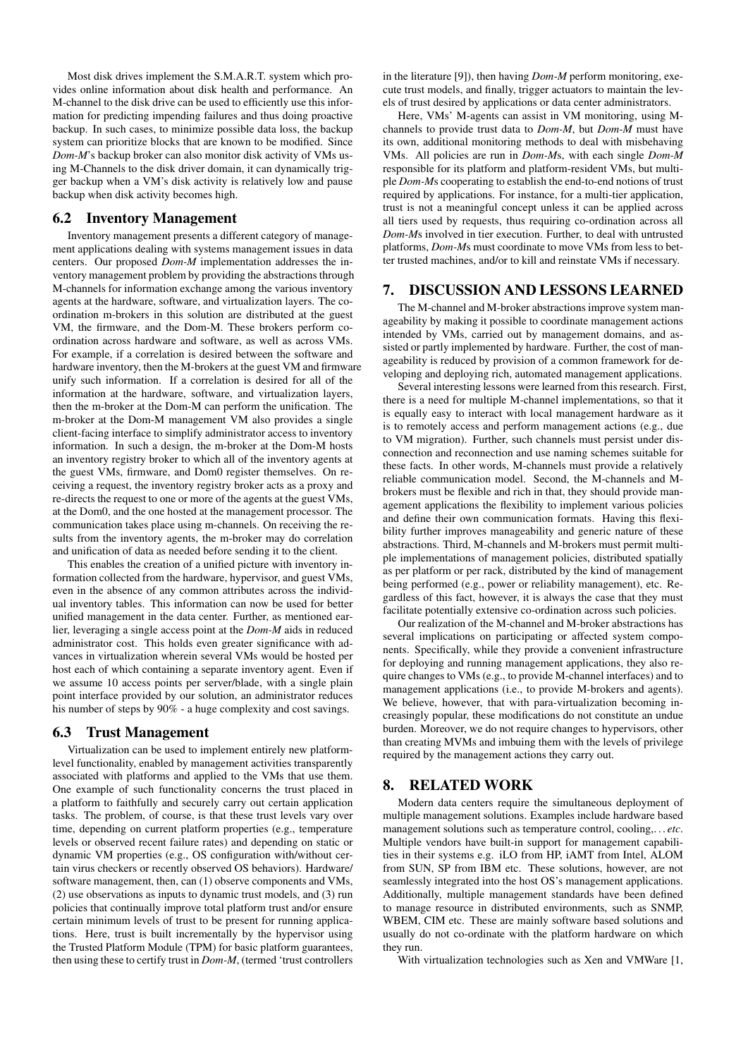Most disk drives implement the S.M.A.R.T. system which provides online information about disk health and performance. An M-channel to the disk drive can be used to efficiently use this information for predicting impending failures and thus doing proactive backup. In such cases, to minimize possible data loss, the backup system can prioritize blocks that are known to be modified. Since *Dom-M*'s backup broker can also monitor disk activity of VMs using M-Channels to the disk driver domain, it can dynamically trigger backup when a VM's disk activity is relatively low and pause backup when disk activity becomes high.

### 6.2 Inventory Management

Inventory management presents a different category of management applications dealing with systems management issues in data centers. Our proposed *Dom-M* implementation addresses the inventory management problem by providing the abstractions through M-channels for information exchange among the various inventory agents at the hardware, software, and virtualization layers. The coordination m-brokers in this solution are distributed at the guest VM, the firmware, and the Dom-M. These brokers perform coordination across hardware and software, as well as across VMs. For example, if a correlation is desired between the software and hardware inventory, then the M-brokers at the guest VM and firmware unify such information. If a correlation is desired for all of the information at the hardware, software, and virtualization layers, then the m-broker at the Dom-M can perform the unification. The m-broker at the Dom-M management VM also provides a single client-facing interface to simplify administrator access to inventory information. In such a design, the m-broker at the Dom-M hosts an inventory registry broker to which all of the inventory agents at the guest VMs, firmware, and Dom0 register themselves. On receiving a request, the inventory registry broker acts as a proxy and re-directs the request to one or more of the agents at the guest VMs, at the Dom0, and the one hosted at the management processor. The communication takes place using m-channels. On receiving the results from the inventory agents, the m-broker may do correlation and unification of data as needed before sending it to the client.

This enables the creation of a unified picture with inventory information collected from the hardware, hypervisor, and guest VMs, even in the absence of any common attributes across the individual inventory tables. This information can now be used for better unified management in the data center. Further, as mentioned earlier, leveraging a single access point at the *Dom-M* aids in reduced administrator cost. This holds even greater significance with advances in virtualization wherein several VMs would be hosted per host each of which containing a separate inventory agent. Even if we assume 10 access points per server/blade, with a single plain point interface provided by our solution, an administrator reduces his number of steps by 90% - a huge complexity and cost savings.

### 6.3 Trust Management

Virtualization can be used to implement entirely new platform-level functionality, enabled by management activities transparently associated with platforms and applied to the VMs that use them. One example of such functionality concerns the trust placed in a platform to faithfully and securely carry out certain application tasks. The problem, of course, is that these trust levels vary over time, depending on current platform properties (e.g., temperature levels or observed recent failure rates) and depending on static or dynamic VM properties (e.g., OS configuration with/without certain virus checkers or recently observed OS behaviors). Hardware/software management, then, can (1) observe components and VMs, (2) use observations as inputs to dynamic trust models, and (3) run policies that continually improve total platform trust and/or ensure certain minimum levels of trust to be present for running applications. Here, trust is built incrementally by the hypervisor using the Trusted Platform Module (TPM) for basic platform guarantees, then using these to certify trust in *Dom-M*, (termed 'trust controllers in the literature [9]), then having *Dom-M* perform monitoring, execute trust models, and finally, trigger actuators to maintain the levels of trust desired by applications or data center administrators.

Here, VMs' M-agents can assist in VM monitoring, using M-channels to provide trust data to *Dom-M*, but *Dom-M* must have its own, additional monitoring methods to deal with misbehaving VMs. All policies are run in *Dom-M*s, with each single *Dom-M* responsible for its platform and platform-resident VMs, but multiple *Dom-M*s cooperating to establish the end-to-end notions of trust required by applications. For instance, for a multi-tier application, trust is not a meaningful concept unless it can be applied across all tiers used by requests, thus requiring co-ordination across all *Dom-M*s involved in tier execution. Further, to deal with untrusted platforms, *Dom-M*s must coordinate to move VMs from less to better trusted machines, and/or to kill and reinstate VMs if necessary.

## 7. DISCUSSION AND LESSONS LEARNED

The M-channel and M-broker abstractions improve system manageability by making it possible to coordinate management actions intended by VMs, carried out by management domains, and assisted or partly implemented by hardware. Further, the cost of manageability is reduced by provision of a common framework for developing and deploying rich, automated management applications.

Several interesting lessons were learned from this research. First, there is a need for multiple M-channel implementations, so that it is equally easy to interact with local management hardware as it is to remotely access and perform management actions (e.g., due to VM migration). Further, such channels must persist under disconnection and reconnection and use naming schemes suitable for these facts. In other words, M-channels must provide a relatively reliable communication model. Second, the M-channels and M-brokers must be flexible and rich in that, they should provide management applications the flexibility to implement various policies and define their own communication formats. Having this flexibility further improves manageability and generic nature of these abstractions. Third, M-channels and M-brokers must permit multiple implementations of management policies, distributed spatially as per platform or per rack, distributed by the kind of management being performed (e.g., power or reliability management), etc. Regardless of this fact, however, it is always the case that they must facilitate potentially extensive co-ordination across such policies.

Our realization of the M-channel and M-broker abstractions has several implications on participating or affected system components. Specifically, while they provide a convenient infrastructure for deploying and running management applications, they also require changes to VMs (e.g., to provide M-channel interfaces) and to management applications (i.e., to provide M-brokers and agents). We believe, however, that with para-virtualization becoming increasingly popular, these modifications do not constitute an undue burden. Moreover, we do not require changes to hypervisors, other than creating MVMs and imbuing them with the levels of privilege required by the management actions they carry out.

## 8. RELATED WORK

Modern data centers require the simultaneous deployment of multiple management solutions. Examples include hardware based management solutions such as temperature control, cooling,... *etc*. Multiple vendors have built-in support for management capabilities in their systems e.g. iLO from HP, iAMT from Intel, ALOM from SUN, SP from IBM etc. These solutions, however, are not seamlessly integrated into the host OS's management applications. Additionally, multiple management standards have been defined to manage resource in distributed environments, such as SNMP, WBEM, CIM etc. These are mainly software based solutions and usually do not co-ordinate with the platform hardware on which they run.

With virtualization technologies such as Xen and VMWare [1,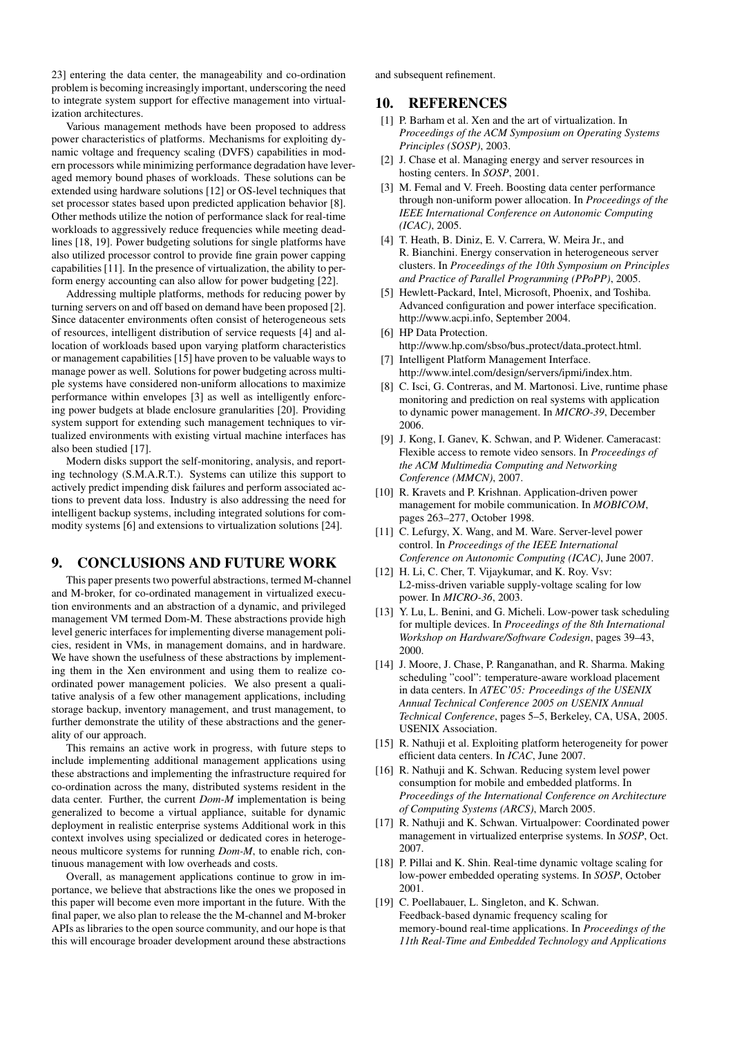23] entering the data center, the manageability and co-ordination problem is becoming increasingly important, underscoring the need to integrate system support for effective management into virtualization architectures.

Various management methods have been proposed to address power characteristics of platforms. Mechanisms for exploiting dynamic voltage and frequency scaling (DVFS) capabilities in modern processors while minimizing performance degradation have leveraged memory bound phases of workloads. These solutions can be extended using hardware solutions [12] or OS-level techniques that set processor states based upon predicted application behavior [8]. Other methods utilize the notion of performance slack for real-time workloads to aggressively reduce frequencies while meeting deadlines [18, 19]. Power budgeting solutions for single platforms have also utilized processor control to provide fine grain power capping capabilities [11]. In the presence of virtualization, the ability to perform energy accounting can also allow for power budgeting [22].

Addressing multiple platforms, methods for reducing power by turning servers on and off based on demand have been proposed [2]. Since datacenter environments often consist of heterogeneous sets of resources, intelligent distribution of service requests [4] and allocation of workloads based upon varying platform characteristics or management capabilities [15] have proven to be valuable ways to manage power as well. Solutions for power budgeting across multiple systems have considered non-uniform allocations to maximize performance within envelopes [3] as well as intelligently enforcing power budgets at blade enclosure granularities [20]. Providing system support for extending such management techniques to virtualized environments with existing virtual machine interfaces has also been studied [17].

Modern disks support the self-monitoring, analysis, and reporting technology (S.M.A.R.T.). Systems can utilize this support to actively predict impending disk failures and perform associated actions to prevent data loss. Industry is also addressing the need for intelligent backup systems, including integrated solutions for commodity systems [6] and extensions to virtualization solutions [24].

## 9. CONCLUSIONS AND FUTURE WORK

This paper presents two powerful abstractions, termed M-channel and M-broker, for co-ordinated management in virtualized execution environments and an abstraction of a dynamic, and privileged management VM termed Dom-M. These abstractions provide high level generic interfaces for implementing diverse management policies, resident in VMs, in management domains, and in hardware. We have shown the usefulness of these abstractions by implementing them in the Xen environment and using them to realize co-ordinated power management policies. We also present a qualitative analysis of a few other management applications, including storage backup, inventory management, and trust management, to further demonstrate the utility of these abstractions and the generality of our approach.

This remains an active work in progress, with future steps to include implementing additional management applications using these abstractions and implementing the infrastructure required for co-ordination across the many, distributed systems resident in the data center. Further, the current *Dom-M* implementation is being generalized to become a virtual appliance, suitable for dynamic deployment in realistic enterprise systems Additional work in this context involves using specialized or dedicated cores in heterogeneous multicore systems for running *Dom-M*, to enable rich, continuous management with low overheads and costs.

Overall, as management applications continue to grow in importance, we believe that abstractions like the ones we proposed in this paper will become even more important in the future. With the final paper, we also plan to release the the M-channel and M-broker APIs as libraries to the open source community, and our hope is that this will encourage broader development around these abstractions and subsequent refinement.

## 10. REFERENCES

- [1] P. Barham et al. Xen and the art of virtualization. In *Proceedings of the ACM Symposium on Operating Systems Principles (SOSP)*, 2003.
- [2] J. Chase et al. Managing energy and server resources in hosting centers. In *SOSP*, 2001.
- [3] M. Femal and V. Freeh. Boosting data center performance through non-uniform power allocation. In *Proceedings of the IEEE International Conference on Autonomic Computing (ICAC)*, 2005.
- [4] T. Heath, B. Diniz, E. V. Carrera, W. Meira Jr., and R. Bianchini. Energy conservation in heterogeneous server clusters. In *Proceedings of the 10th Symposium on Principles and Practice of Parallel Programming (PPoPP)*, 2005.
- [5] Hewlett-Packard, Intel, Microsoft, Phoenix, and Toshiba. Advanced configuration and power interface specification. http://www.acpi.info, September 2004.
- [6] HP Data Protection. http://www.hp.com/sbso/bus_protect/data_protect.html.
- [7] Intelligent Platform Management Interface. http://www.intel.com/design/servers/ipmi/index.htm.
- [8] C. Isci, G. Contreras, and M. Martonosi. Live, runtime phase monitoring and prediction on real systems with application to dynamic power management. In *MICRO-39*, December 2006.
- [9] J. Kong, I. Ganev, K. Schwan, and P. Widener. Cameracast: Flexible access to remote video sensors. In *Proceedings of the ACM Multimedia Computing and Networking Conference (MMCN)*, 2007.
- [10] R. Kravets and P. Krishnan. Application-driven power management for mobile communication. In *MOBICOM*, pages 263–277, October 1998.
- [11] C. Lefurgy, X. Wang, and M. Ware. Server-level power control. In *Proceedings of the IEEE International Conference on Autonomic Computing (ICAC)*, June 2007.
- [12] H. Li, C. Cher, T. Vijaykumar, and K. Roy. Vsv: L2-miss-driven variable supply-voltage scaling for low power. In *MICRO-36*, 2003.
- [13] Y. Lu, L. Benini, and G. Micheli. Low-power task scheduling for multiple devices. In *Proceedings of the 8th International Workshop on Hardware/Software Codesign*, pages 39–43, 2000.
- [14] J. Moore, J. Chase, P. Ranganathan, and R. Sharma. Making scheduling "cool": temperature-aware workload placement in data centers. In *ATEC'05: Proceedings of the USENIX Annual Technical Conference 2005 on USENIX Annual Technical Conference*, pages 5–5, Berkeley, CA, USA, 2005. USENIX Association.
- [15] R. Nathuji et al. Exploiting platform heterogeneity for power efficient data centers. In *ICAC*, June 2007.
- [16] R. Nathuji and K. Schwan. Reducing system level power consumption for mobile and embedded platforms. In *Proceedings of the International Conference on Architecture of Computing Systems (ARCS)*, March 2005.
- [17] R. Nathuji and K. Schwan. Virtualpower: Coordinated power management in virtualized enterprise systems. In *SOSP*, Oct. 2007.
- [18] P. Pillai and K. Shin. Real-time dynamic voltage scaling for low-power embedded operating systems. In *SOSP*, October 2001.
- [19] C. Poellabauer, L. Singleton, and K. Schwan. Feedback-based dynamic frequency scaling for memory-bound real-time applications. In *Proceedings of the 11th Real-Time and Embedded Technology and Applications*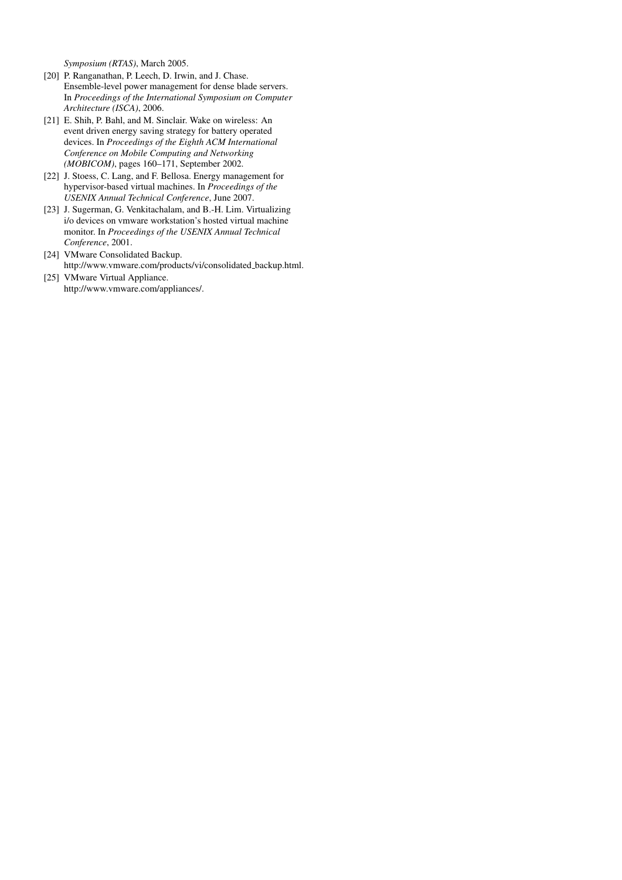*Symposium (RTAS)*, March 2005.

[20] P. Ranganathan, P. Leech, D. Irwin, and J. Chase. Ensemble-level power management for dense blade servers. In *Proceedings of the International Symposium on Computer Architecture (ISCA)*, 2006.

[21] E. Shih, P. Bahl, and M. Sinclair. Wake on wireless: An event driven energy saving strategy for battery operated devices. In *Proceedings of the Eighth ACM International Conference on Mobile Computing and Networking (MOBICOM)*, pages 160–171, September 2002.

[22] J. Stoess, C. Lang, and F. Bellosa. Energy management for hypervisor-based virtual machines. In *Proceedings of the USENIX Annual Technical Conference*, June 2007.

[23] J. Sugerman, G. Venkitachalam, and B.-H. Lim. Virtualizing i/o devices on vmware workstation's hosted virtual machine monitor. In *Proceedings of the USENIX Annual Technical Conference*, 2001.

[24] VMware Consolidated Backup. http://www.vmware.com/products/vi/consolidated_backup.html.

[25] VMware Virtual Appliance. http://www.vmware.com/appliances/.